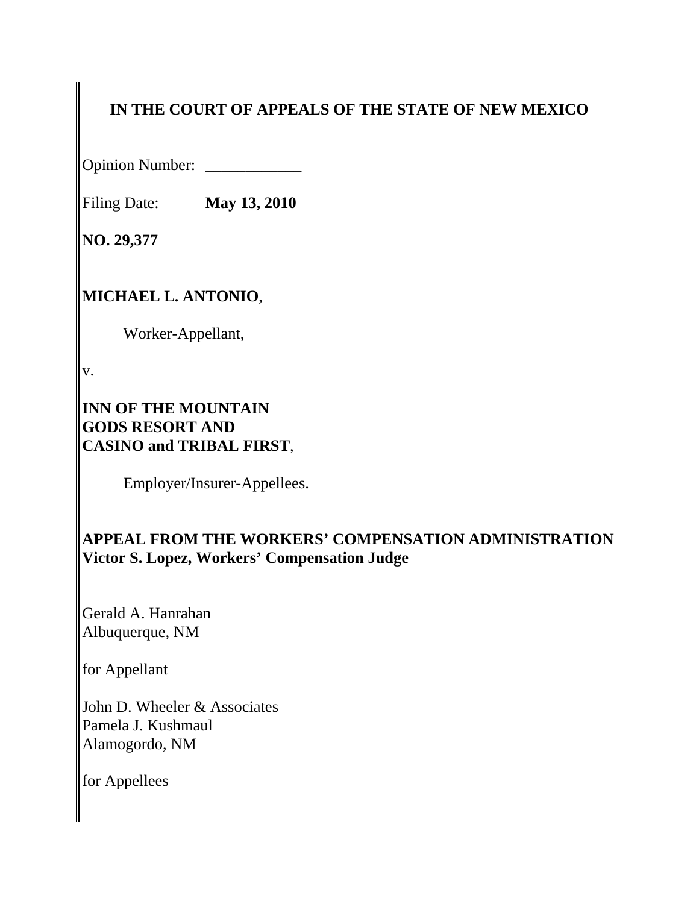**IN THE COURT OF APPEALS OF THE STATE OF NEW MEXICO**

Opinion Number: ____________

Filing Date: **May 13, 2010**

**NO. 29,377**

**MICHAEL L. ANTONIO**,

Worker-Appellant,

v.

**INN OF THE MOUNTAIN GODS RESORT AND CASINO and TRIBAL FIRST**,

Employer/Insurer-Appellees.

**APPEAL FROM THE WORKERS' COMPENSATION ADMINISTRATION**
**Victor S. Lopez, Workers' Compensation Judge**

Gerald A. Hanrahan
Albuquerque, NM

for Appellant

John D. Wheeler & Associates
Pamela J. Kushmaul
Alamogordo, NM

for Appellees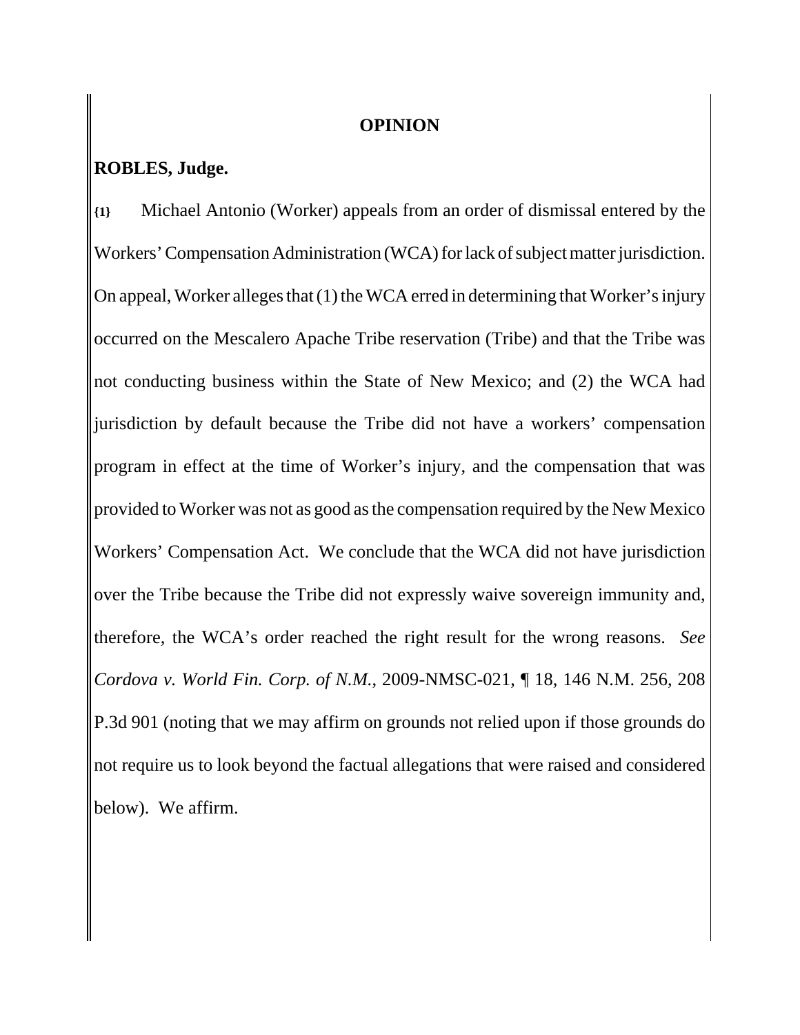# OPINION

**ROBLES, Judge.**

**{1}** Michael Antonio (Worker) appeals from an order of dismissal entered by the Workers' Compensation Administration (WCA) for lack of subject matter jurisdiction. On appeal, Worker alleges that (1) the WCA erred in determining that Worker's injury occurred on the Mescalero Apache Tribe reservation (Tribe) and that the Tribe was not conducting business within the State of New Mexico; and (2) the WCA had jurisdiction by default because the Tribe did not have a workers' compensation program in effect at the time of Worker's injury, and the compensation that was provided to Worker was not as good as the compensation required by the New Mexico Workers' Compensation Act. We conclude that the WCA did not have jurisdiction over the Tribe because the Tribe did not expressly waive sovereign immunity and, therefore, the WCA's order reached the right result for the wrong reasons. *See Cordova v. World Fin. Corp. of N.M.*, 2009-NMSC-021, ¶ 18, 146 N.M. 256, 208 P.3d 901 (noting that we may affirm on grounds not relied upon if those grounds do not require us to look beyond the factual allegations that were raised and considered below). We affirm.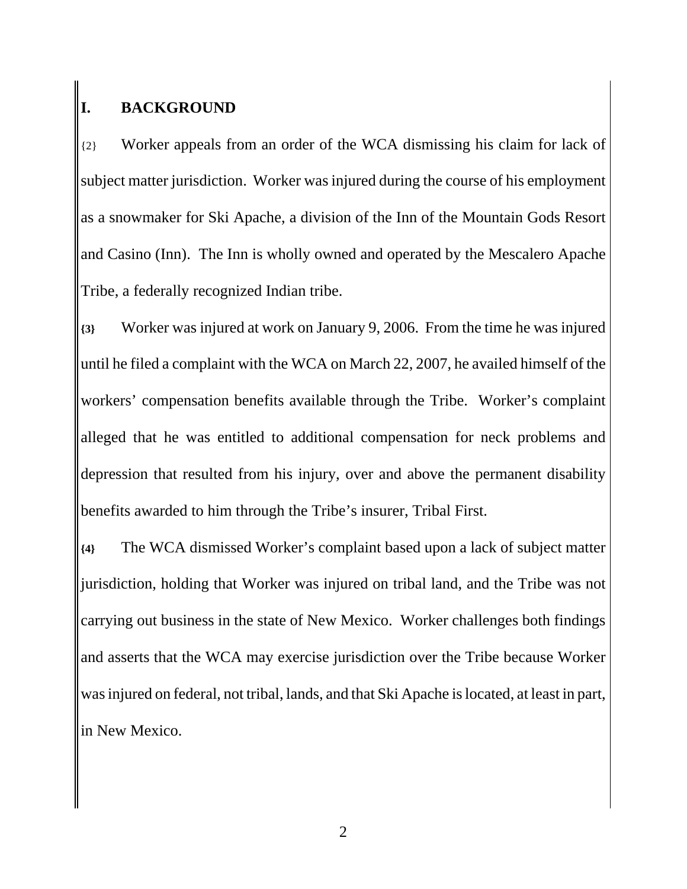## I. BACKGROUND

{2} Worker appeals from an order of the WCA dismissing his claim for lack of subject matter jurisdiction. Worker was injured during the course of his employment as a snowmaker for Ski Apache, a division of the Inn of the Mountain Gods Resort and Casino (Inn). The Inn is wholly owned and operated by the Mescalero Apache Tribe, a federally recognized Indian tribe.

**{3}** Worker was injured at work on January 9, 2006. From the time he was injured until he filed a complaint with the WCA on March 22, 2007, he availed himself of the workers' compensation benefits available through the Tribe. Worker's complaint alleged that he was entitled to additional compensation for neck problems and depression that resulted from his injury, over and above the permanent disability benefits awarded to him through the Tribe's insurer, Tribal First.

**{4}** The WCA dismissed Worker's complaint based upon a lack of subject matter jurisdiction, holding that Worker was injured on tribal land, and the Tribe was not carrying out business in the state of New Mexico. Worker challenges both findings and asserts that the WCA may exercise jurisdiction over the Tribe because Worker was injured on federal, not tribal, lands, and that Ski Apache is located, at least in part, in New Mexico.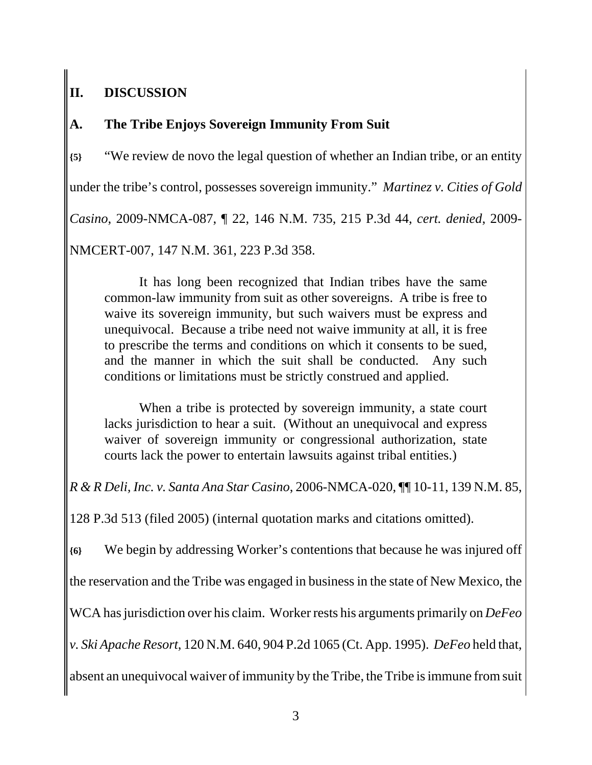## II. DISCUSSION

### A. The Tribe Enjoys Sovereign Immunity From Suit

**{5}** "We review de novo the legal question of whether an Indian tribe, or an entity under the tribe's control, possesses sovereign immunity." *Martinez v. Cities of Gold Casino*, 2009-NMCA-087, ¶ 22, 146 N.M. 735, 215 P.3d 44, *cert. denied*, 2009-NMCERT-007, 147 N.M. 361, 223 P.3d 358.

> It has long been recognized that Indian tribes have the same common-law immunity from suit as other sovereigns. A tribe is free to waive its sovereign immunity, but such waivers must be express and unequivocal. Because a tribe need not waive immunity at all, it is free to prescribe the terms and conditions on which it consents to be sued, and the manner in which the suit shall be conducted. Any such conditions or limitations must be strictly construed and applied.
>
> When a tribe is protected by sovereign immunity, a state court lacks jurisdiction to hear a suit. (Without an unequivocal and express waiver of sovereign immunity or congressional authorization, state courts lack the power to entertain lawsuits against tribal entities.)

*R & R Deli, Inc. v. Santa Ana Star Casino*, 2006-NMCA-020, ¶¶ 10-11, 139 N.M. 85, 128 P.3d 513 (filed 2005) (internal quotation marks and citations omitted).

**{6}** We begin by addressing Worker's contentions that because he was injured off the reservation and the Tribe was engaged in business in the state of New Mexico, the WCA has jurisdiction over his claim. Worker rests his arguments primarily on *DeFeo v. Ski Apache Resort*, 120 N.M. 640, 904 P.2d 1065 (Ct. App. 1995). *DeFeo* held that, absent an unequivocal waiver of immunity by the Tribe, the Tribe is immune from suit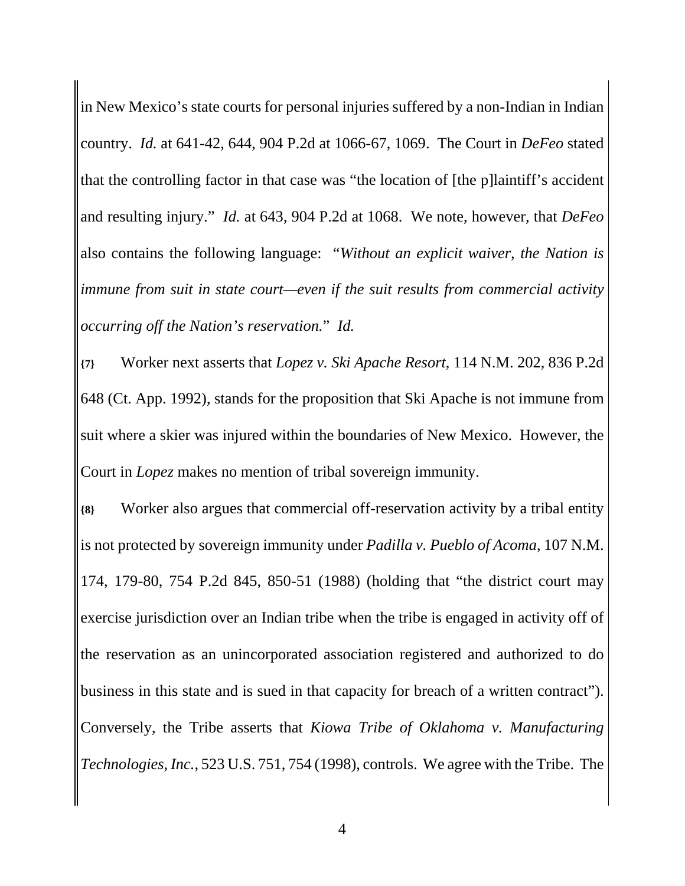in New Mexico's state courts for personal injuries suffered by a non-Indian in Indian country. *Id.* at 641-42, 644, 904 P.2d at 1066-67, 1069. The Court in *DeFeo* stated that the controlling factor in that case was "the location of [the p]laintiff's accident and resulting injury." *Id.* at 643, 904 P.2d at 1068. We note, however, that *DeFeo* also contains the following language: "*Without an explicit waiver, the Nation is immune from suit in state court—even if the suit results from commercial activity occurring off the Nation's reservation.*" *Id.*

**{7}** Worker next asserts that *Lopez v. Ski Apache Resort*, 114 N.M. 202, 836 P.2d 648 (Ct. App. 1992), stands for the proposition that Ski Apache is not immune from suit where a skier was injured within the boundaries of New Mexico. However, the Court in *Lopez* makes no mention of tribal sovereign immunity.

**{8}** Worker also argues that commercial off-reservation activity by a tribal entity is not protected by sovereign immunity under *Padilla v. Pueblo of Acoma*, 107 N.M. 174, 179-80, 754 P.2d 845, 850-51 (1988) (holding that "the district court may exercise jurisdiction over an Indian tribe when the tribe is engaged in activity off of the reservation as an unincorporated association registered and authorized to do business in this state and is sued in that capacity for breach of a written contract"). Conversely, the Tribe asserts that *Kiowa Tribe of Oklahoma v. Manufacturing Technologies, Inc.*, 523 U.S. 751, 754 (1998), controls. We agree with the Tribe. The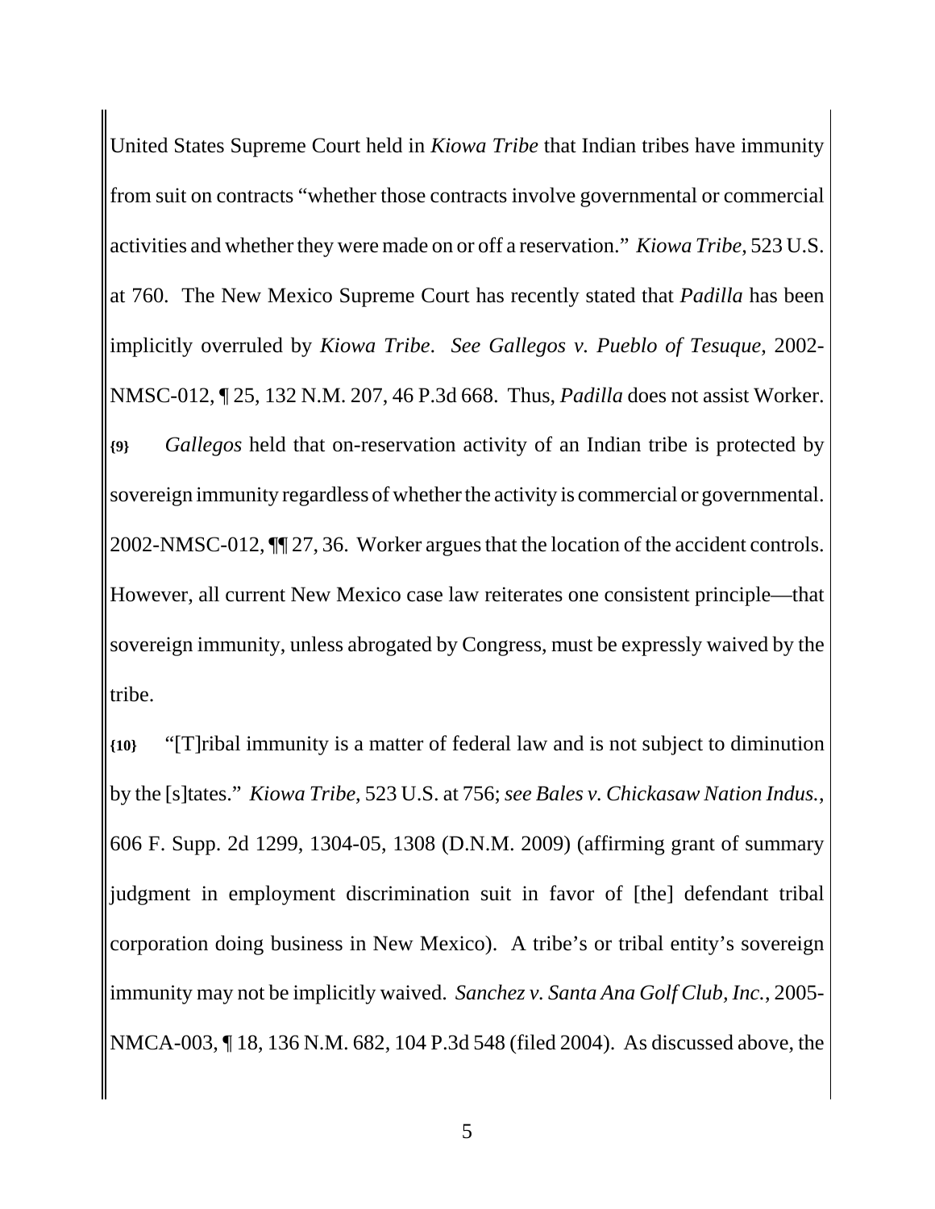United States Supreme Court held in *Kiowa Tribe* that Indian tribes have immunity from suit on contracts "whether those contracts involve governmental or commercial activities and whether they were made on or off a reservation." *Kiowa Tribe*, 523 U.S. at 760. The New Mexico Supreme Court has recently stated that *Padilla* has been implicitly overruled by *Kiowa Tribe*. *See Gallegos v. Pueblo of Tesuque*, 2002-NMSC-012, ¶ 25, 132 N.M. 207, 46 P.3d 668. Thus, *Padilla* does not assist Worker.

**{9}** *Gallegos* held that on-reservation activity of an Indian tribe is protected by sovereign immunity regardless of whether the activity is commercial or governmental. 2002-NMSC-012, ¶¶ 27, 36. Worker argues that the location of the accident controls. However, all current New Mexico case law reiterates one consistent principle—that sovereign immunity, unless abrogated by Congress, must be expressly waived by the tribe.

**{10}** "[T]ribal immunity is a matter of federal law and is not subject to diminution by the [s]tates." *Kiowa Tribe*, 523 U.S. at 756; *see Bales v. Chickasaw Nation Indus.*, 606 F. Supp. 2d 1299, 1304-05, 1308 (D.N.M. 2009) (affirming grant of summary judgment in employment discrimination suit in favor of [the] defendant tribal corporation doing business in New Mexico). A tribe's or tribal entity's sovereign immunity may not be implicitly waived. *Sanchez v. Santa Ana Golf Club, Inc.*, 2005-NMCA-003, ¶ 18, 136 N.M. 682, 104 P.3d 548 (filed 2004). As discussed above, the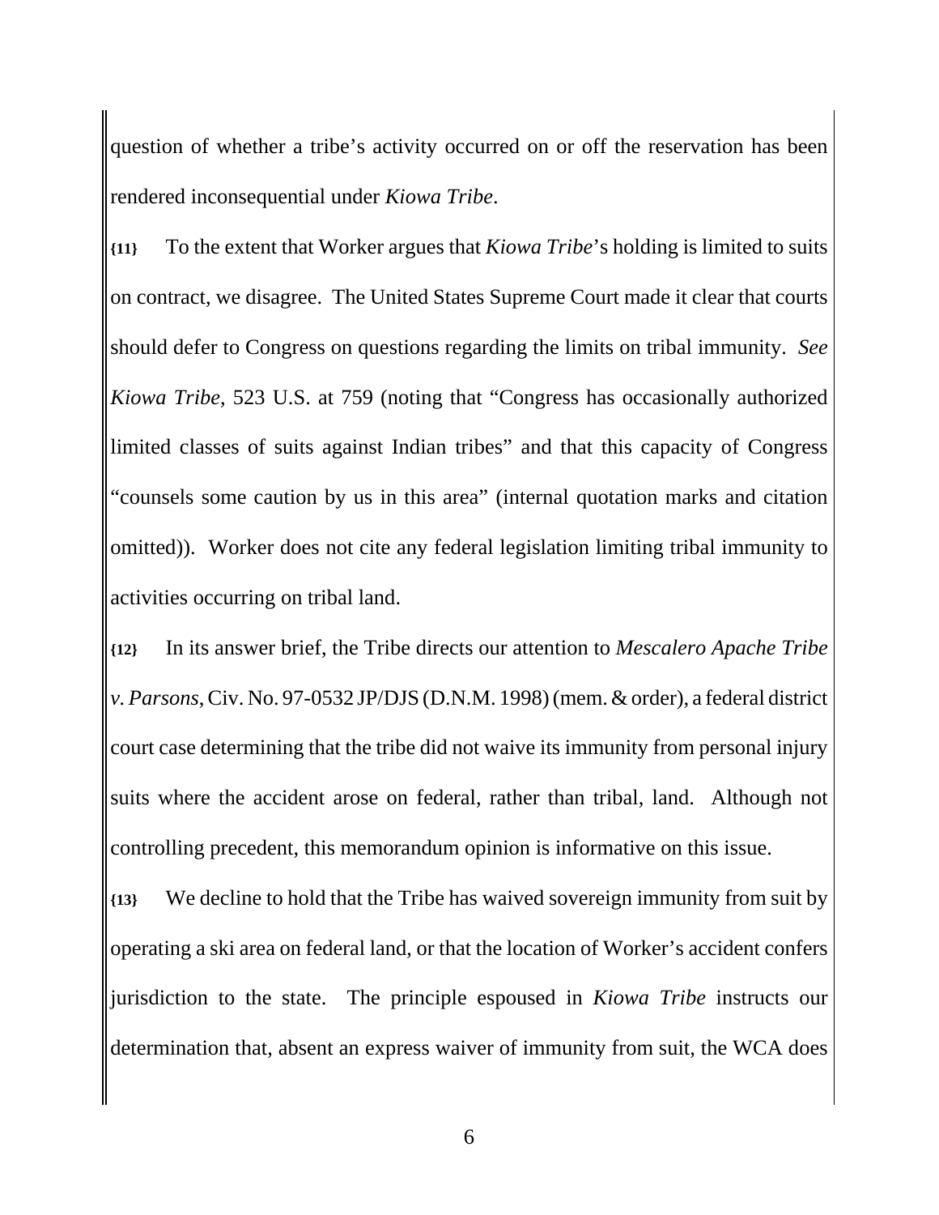question of whether a tribe's activity occurred on or off the reservation has been rendered inconsequential under *Kiowa Tribe*.

**{11}** To the extent that Worker argues that *Kiowa Tribe*'s holding is limited to suits on contract, we disagree. The United States Supreme Court made it clear that courts should defer to Congress on questions regarding the limits on tribal immunity. *See Kiowa Tribe*, 523 U.S. at 759 (noting that "Congress has occasionally authorized limited classes of suits against Indian tribes" and that this capacity of Congress "counsels some caution by us in this area" (internal quotation marks and citation omitted)). Worker does not cite any federal legislation limiting tribal immunity to activities occurring on tribal land.

**{12}** In its answer brief, the Tribe directs our attention to *Mescalero Apache Tribe v. Parsons*, Civ. No. 97-0532 JP/DJS (D.N.M. 1998) (mem. & order), a federal district court case determining that the tribe did not waive its immunity from personal injury suits where the accident arose on federal, rather than tribal, land. Although not controlling precedent, this memorandum opinion is informative on this issue.

**{13}** We decline to hold that the Tribe has waived sovereign immunity from suit by operating a ski area on federal land, or that the location of Worker's accident confers jurisdiction to the state. The principle espoused in *Kiowa Tribe* instructs our determination that, absent an express waiver of immunity from suit, the WCA does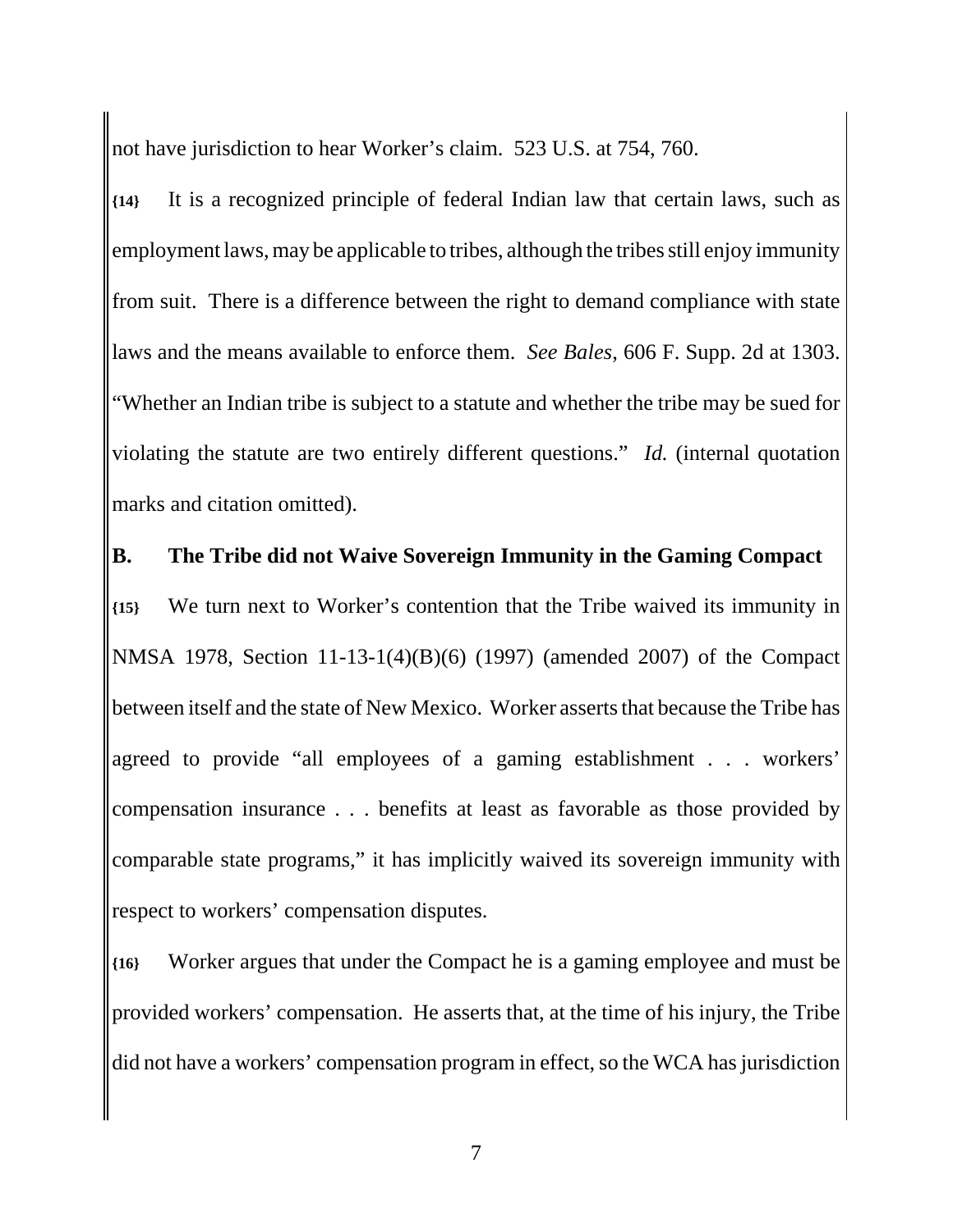not have jurisdiction to hear Worker's claim. 523 U.S. at 754, 760.

**{14}** It is a recognized principle of federal Indian law that certain laws, such as employment laws, may be applicable to tribes, although the tribes still enjoy immunity from suit. There is a difference between the right to demand compliance with state laws and the means available to enforce them. *See Bales*, 606 F. Supp. 2d at 1303. "Whether an Indian tribe is subject to a statute and whether the tribe may be sued for violating the statute are two entirely different questions." *Id.* (internal quotation marks and citation omitted).

**B. The Tribe did not Waive Sovereign Immunity in the Gaming Compact**

**{15}** We turn next to Worker's contention that the Tribe waived its immunity in NMSA 1978, Section 11-13-1(4)(B)(6) (1997) (amended 2007) of the Compact between itself and the state of New Mexico. Worker asserts that because the Tribe has agreed to provide "all employees of a gaming establishment . . . workers' compensation insurance . . . benefits at least as favorable as those provided by comparable state programs," it has implicitly waived its sovereign immunity with respect to workers' compensation disputes.

**{16}** Worker argues that under the Compact he is a gaming employee and must be provided workers' compensation. He asserts that, at the time of his injury, the Tribe did not have a workers' compensation program in effect, so the WCA has jurisdiction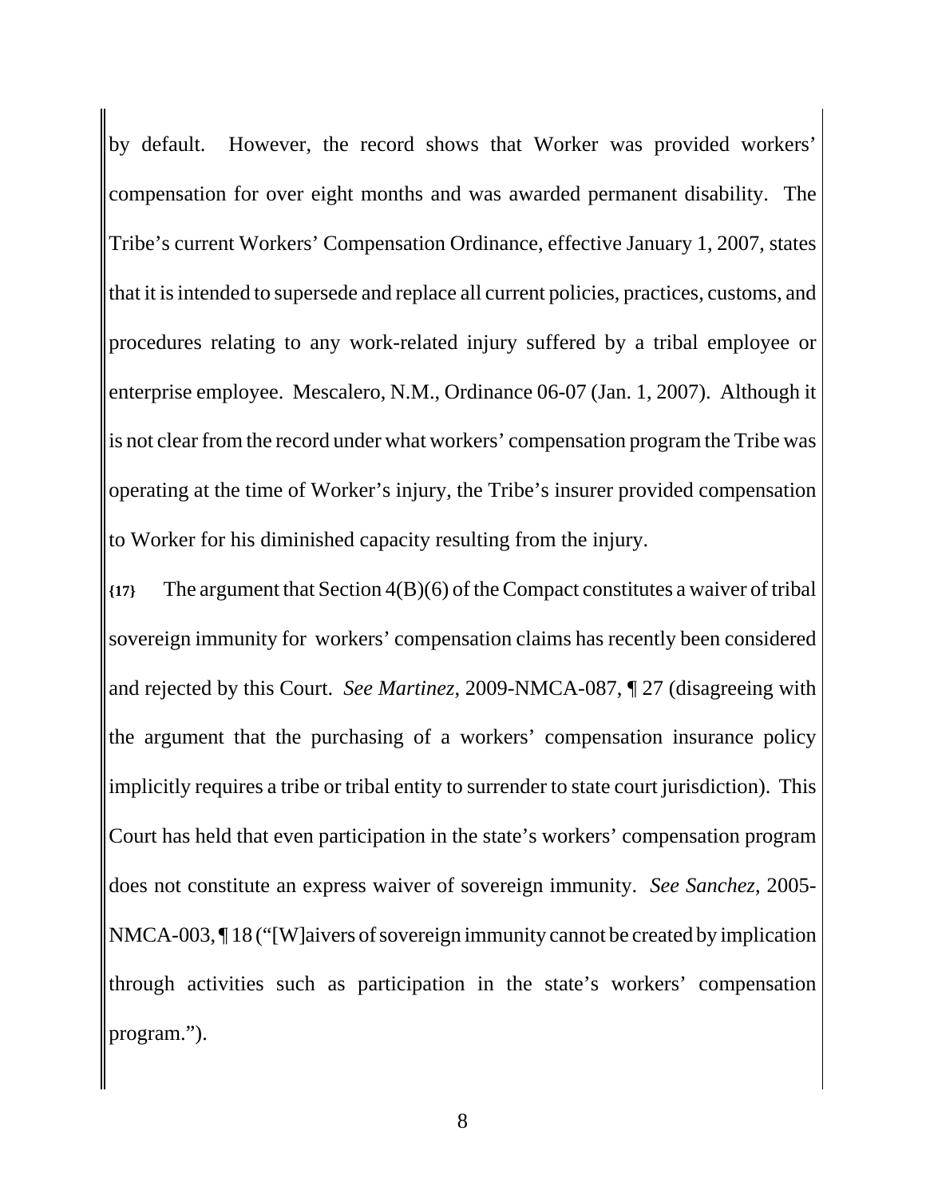by default. However, the record shows that Worker was provided workers' compensation for over eight months and was awarded permanent disability. The Tribe's current Workers' Compensation Ordinance, effective January 1, 2007, states that it is intended to supersede and replace all current policies, practices, customs, and procedures relating to any work-related injury suffered by a tribal employee or enterprise employee. Mescalero, N.M., Ordinance 06-07 (Jan. 1, 2007). Although it is not clear from the record under what workers' compensation program the Tribe was operating at the time of Worker's injury, the Tribe's insurer provided compensation to Worker for his diminished capacity resulting from the injury.

**{17}** The argument that Section 4(B)(6) of the Compact constitutes a waiver of tribal sovereign immunity for workers' compensation claims has recently been considered and rejected by this Court. *See Martinez*, 2009-NMCA-087, ¶ 27 (disagreeing with the argument that the purchasing of a workers' compensation insurance policy implicitly requires a tribe or tribal entity to surrender to state court jurisdiction). This Court has held that even participation in the state's workers' compensation program does not constitute an express waiver of sovereign immunity. *See Sanchez*, 2005-NMCA-003, ¶ 18 ("[W]aivers of sovereign immunity cannot be created by implication through activities such as participation in the state's workers' compensation program.").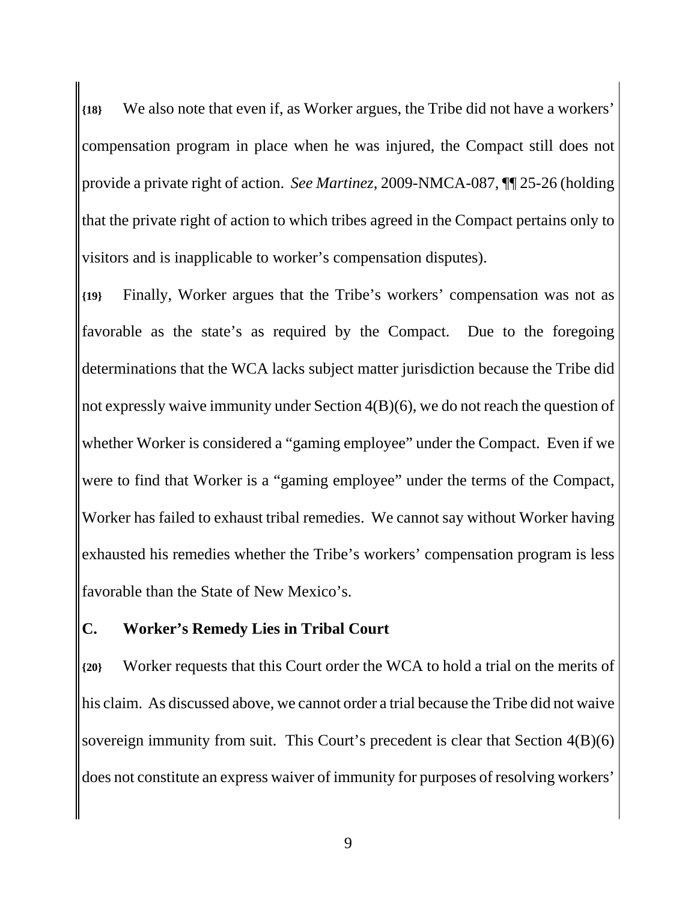**{18}** We also note that even if, as Worker argues, the Tribe did not have a workers' compensation program in place when he was injured, the Compact still does not provide a private right of action. *See Martinez*, 2009-NMCA-087, ¶¶ 25-26 (holding that the private right of action to which tribes agreed in the Compact pertains only to visitors and is inapplicable to worker's compensation disputes).

**{19}** Finally, Worker argues that the Tribe's workers' compensation was not as favorable as the state's as required by the Compact. Due to the foregoing determinations that the WCA lacks subject matter jurisdiction because the Tribe did not expressly waive immunity under Section 4(B)(6), we do not reach the question of whether Worker is considered a "gaming employee" under the Compact. Even if we were to find that Worker is a "gaming employee" under the terms of the Compact, Worker has failed to exhaust tribal remedies. We cannot say without Worker having exhausted his remedies whether the Tribe's workers' compensation program is less favorable than the State of New Mexico's.

## C. Worker's Remedy Lies in Tribal Court

**{20}** Worker requests that this Court order the WCA to hold a trial on the merits of his claim. As discussed above, we cannot order a trial because the Tribe did not waive sovereign immunity from suit. This Court's precedent is clear that Section 4(B)(6) does not constitute an express waiver of immunity for purposes of resolving workers'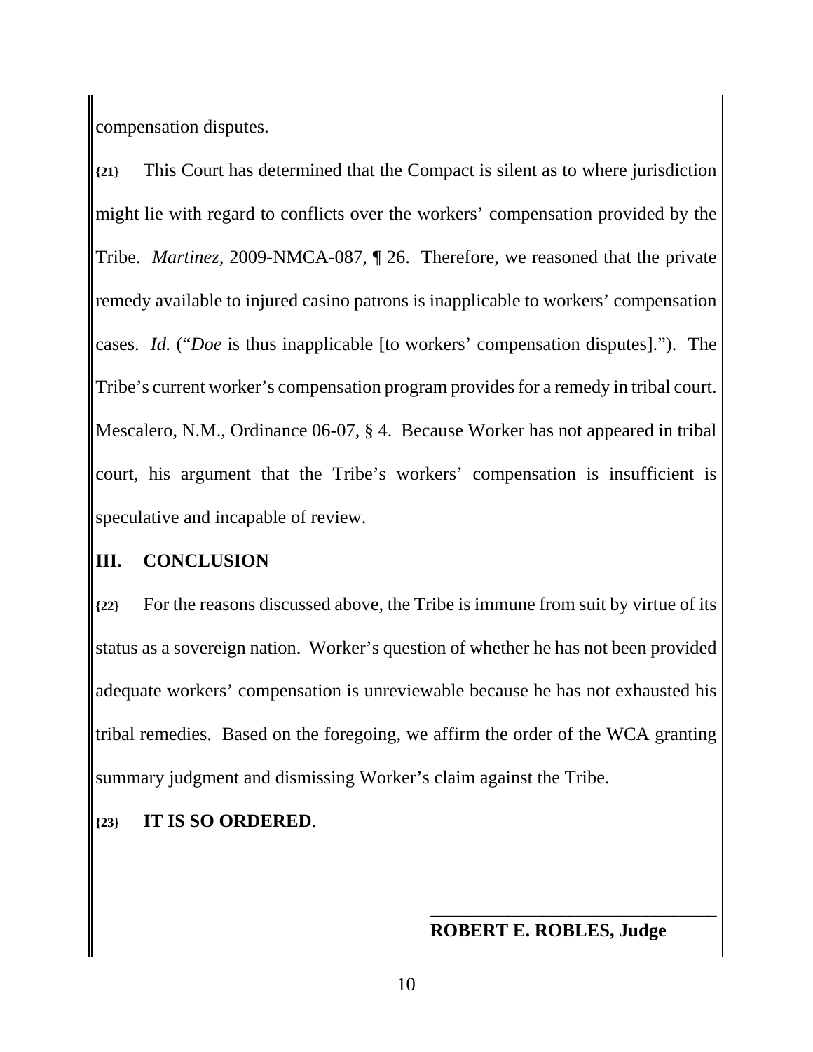compensation disputes.

**{21}** This Court has determined that the Compact is silent as to where jurisdiction might lie with regard to conflicts over the workers' compensation provided by the Tribe. *Martinez*, 2009-NMCA-087, ¶ 26. Therefore, we reasoned that the private remedy available to injured casino patrons is inapplicable to workers' compensation cases. *Id.* ("*Doe* is thus inapplicable [to workers' compensation disputes]."). The Tribe's current worker's compensation program provides for a remedy in tribal court. Mescalero, N.M., Ordinance 06-07, § 4. Because Worker has not appeared in tribal court, his argument that the Tribe's workers' compensation is insufficient is speculative and incapable of review.

## III. CONCLUSION

**{22}** For the reasons discussed above, the Tribe is immune from suit by virtue of its status as a sovereign nation. Worker's question of whether he has not been provided adequate workers' compensation is unreviewable because he has not exhausted his tribal remedies. Based on the foregoing, we affirm the order of the WCA granting summary judgment and dismissing Worker's claim against the Tribe.

**{23}** **IT IS SO ORDERED**.

**ROBERT E. ROBLES, Judge**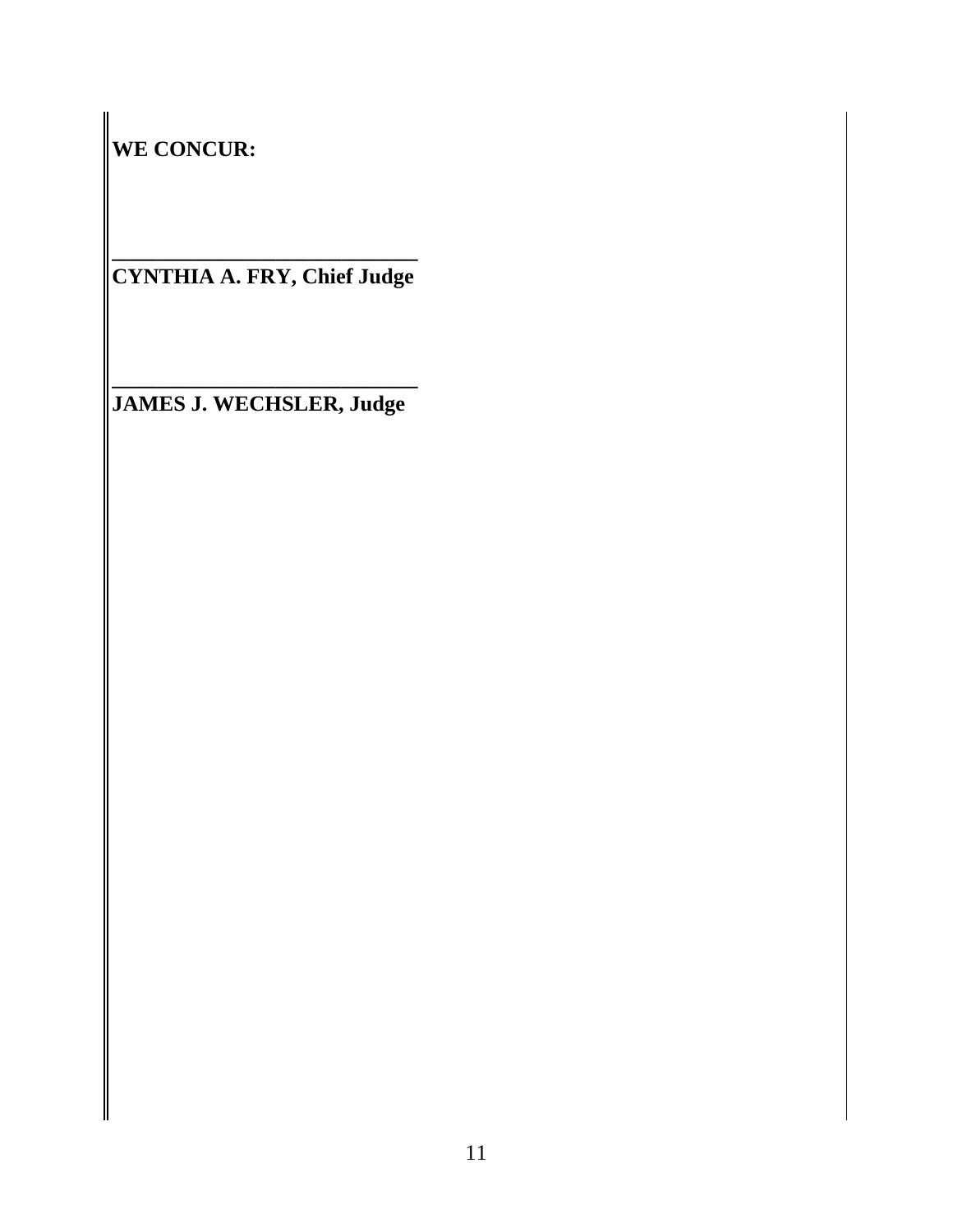**WE CONCUR:**

______________________________

**CYNTHIA A. FRY, Chief Judge**

______________________________

**JAMES J. WECHSLER, Judge**